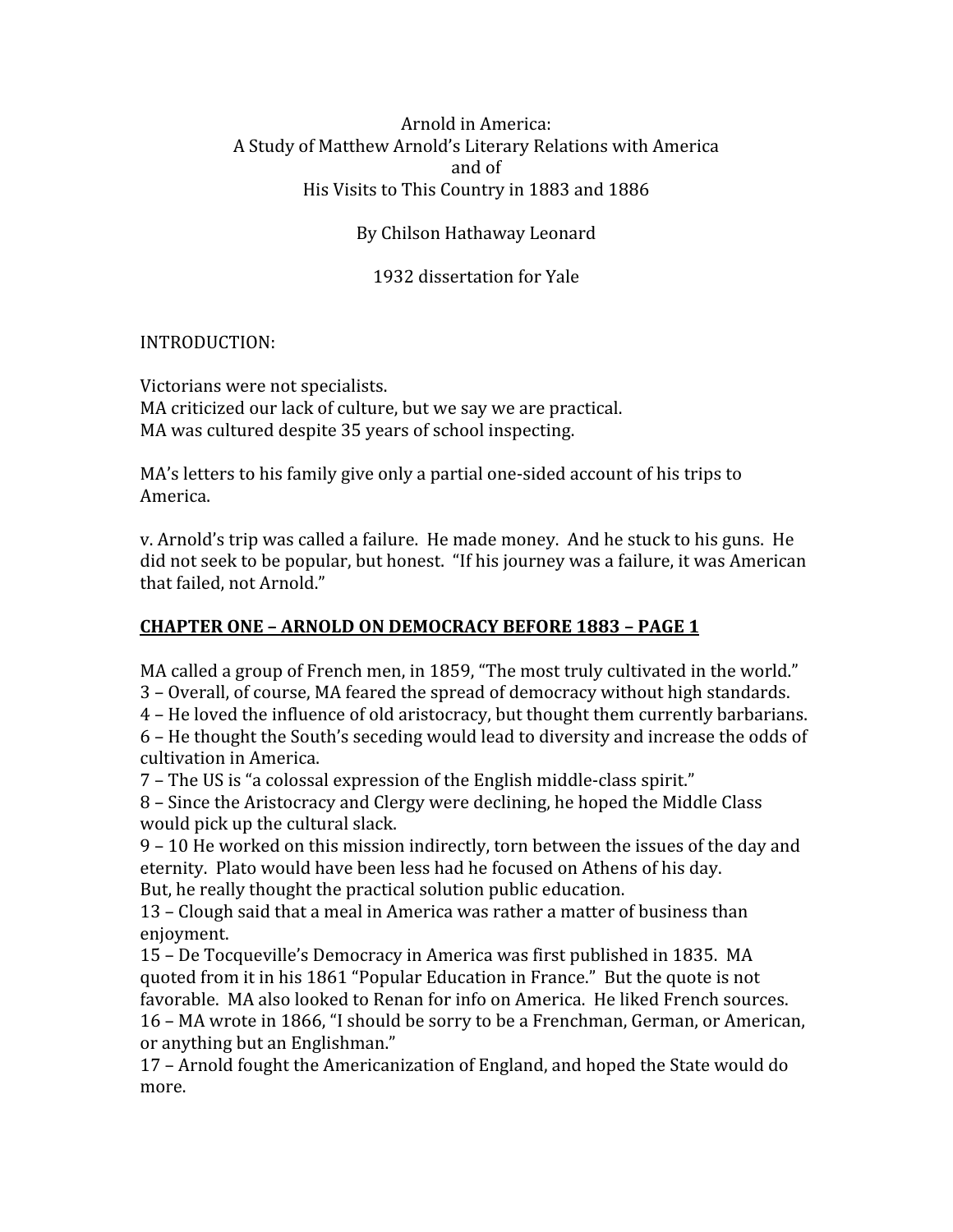Arnold in America:
A Study of Matthew Arnold's Literary Relations with America
and of
His Visits to This Country in 1883 and 1886

By Chilson Hathaway Leonard

1932 dissertation for Yale

INTRODUCTION:

Victorians were not specialists.
MA criticized our lack of culture, but we say we are practical.
MA was cultured despite 35 years of school inspecting.

MA's letters to his family give only a partial one-sided account of his trips to America.

v. Arnold's trip was called a failure. He made money. And he stuck to his guns. He did not seek to be popular, but honest. "If his journey was a failure, it was American that failed, not Arnold."

## **CHAPTER ONE – ARNOLD ON DEMOCRACY BEFORE 1883 – PAGE 1**

MA called a group of French men, in 1859, "The most truly cultivated in the world."
3 – Overall, of course, MA feared the spread of democracy without high standards.
4 – He loved the influence of old aristocracy, but thought them currently barbarians.
6 – He thought the South's seceding would lead to diversity and increase the odds of cultivation in America.
7 – The US is "a colossal expression of the English middle-class spirit."
8 – Since the Aristocracy and Clergy were declining, he hoped the Middle Class would pick up the cultural slack.
9 – 10 He worked on this mission indirectly, torn between the issues of the day and eternity. Plato would have been less had he focused on Athens of his day.
But, he really thought the practical solution public education.
13 – Clough said that a meal in America was rather a matter of business than enjoyment.
15 – De Tocqueville's Democracy in America was first published in 1835. MA quoted from it in his 1861 "Popular Education in France." But the quote is not favorable. MA also looked to Renan for info on America. He liked French sources.
16 – MA wrote in 1866, "I should be sorry to be a Frenchman, German, or American, or anything but an Englishman."
17 – Arnold fought the Americanization of England, and hoped the State would do more.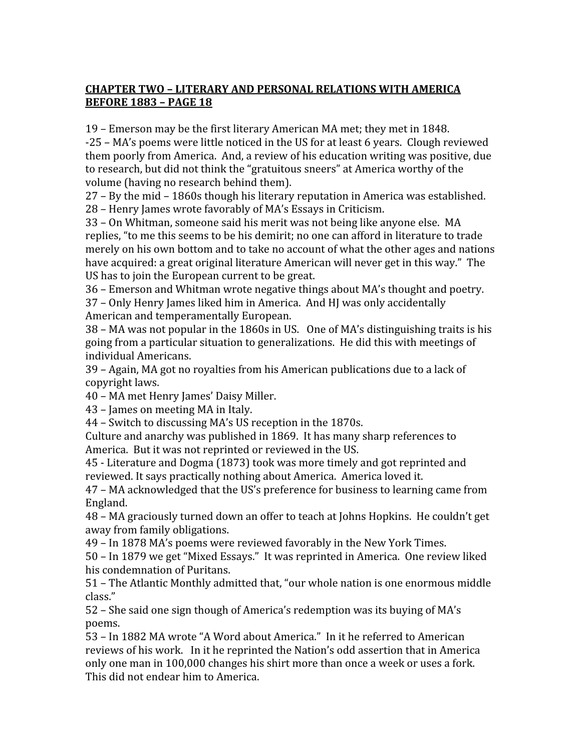**CHAPTER TWO – LITERARY AND PERSONAL RELATIONS WITH AMERICA BEFORE 1883 – PAGE 18**

19 – Emerson may be the first literary American MA met; they met in 1848.
-25 – MA's poems were little noticed in the US for at least 6 years. Clough reviewed them poorly from America. And, a review of his education writing was positive, due to research, but did not think the "gratuitous sneers" at America worthy of the volume (having no research behind them).
27 – By the mid – 1860s though his literary reputation in America was established.
28 – Henry James wrote favorably of MA's Essays in Criticism.
33 – On Whitman, someone said his merit was not being like anyone else. MA replies, "to me this seems to be his demirit; no one can afford in literature to trade merely on his own bottom and to take no account of what the other ages and nations have acquired: a great original literature American will never get in this way." The US has to join the European current to be great.
36 – Emerson and Whitman wrote negative things about MA's thought and poetry.
37 – Only Henry James liked him in America. And HJ was only accidentally American and temperamentally European.
38 – MA was not popular in the 1860s in US. One of MA's distinguishing traits is his going from a particular situation to generalizations. He did this with meetings of individual Americans.
39 – Again, MA got no royalties from his American publications due to a lack of copyright laws.
40 – MA met Henry James' Daisy Miller.
43 – James on meeting MA in Italy.
44 – Switch to discussing MA's US reception in the 1870s.
Culture and anarchy was published in 1869. It has many sharp references to America. But it was not reprinted or reviewed in the US.
45 - Literature and Dogma (1873) took was more timely and got reprinted and reviewed. It says practically nothing about America. America loved it.
47 – MA acknowledged that the US's preference for business to learning came from England.
48 – MA graciously turned down an offer to teach at Johns Hopkins. He couldn't get away from family obligations.
49 – In 1878 MA's poems were reviewed favorably in the New York Times.
50 – In 1879 we get "Mixed Essays." It was reprinted in America. One review liked his condemnation of Puritans.
51 – The Atlantic Monthly admitted that, "our whole nation is one enormous middle class."
52 – She said one sign though of America's redemption was its buying of MA's poems.
53 – In 1882 MA wrote "A Word about America." In it he referred to American reviews of his work. In it he reprinted the Nation's odd assertion that in America only one man in 100,000 changes his shirt more than once a week or uses a fork. This did not endear him to America.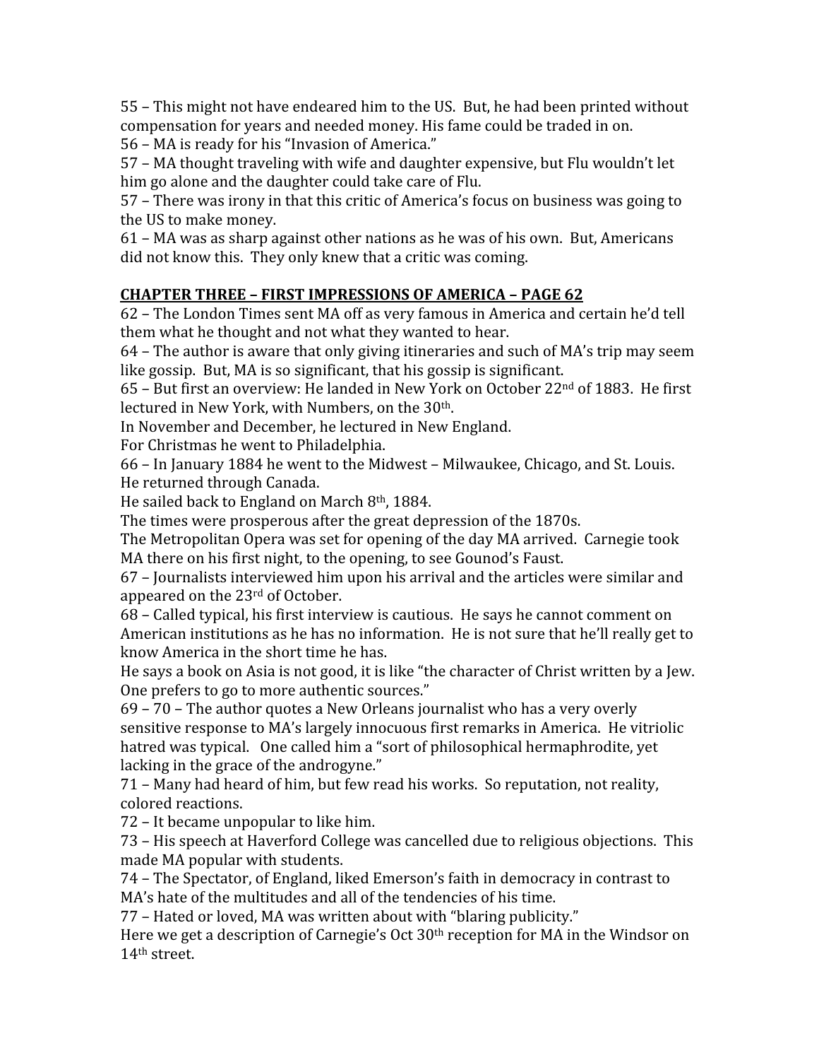55 – This might not have endeared him to the US. But, he had been printed without compensation for years and needed money. His fame could be traded in on.
56 – MA is ready for his "Invasion of America."
57 – MA thought traveling with wife and daughter expensive, but Flu wouldn't let him go alone and the daughter could take care of Flu.
57 – There was irony in that this critic of America's focus on business was going to the US to make money.
61 – MA was as sharp against other nations as he was of his own. But, Americans did not know this. They only knew that a critic was coming.

**<u>CHAPTER THREE – FIRST IMPRESSIONS OF AMERICA – PAGE 62</u>**

62 – The London Times sent MA off as very famous in America and certain he'd tell them what he thought and not what they wanted to hear.
64 – The author is aware that only giving itineraries and such of MA's trip may seem like gossip. But, MA is so significant, that his gossip is significant.
65 – But first an overview: He landed in New York on October 22nd of 1883. He first lectured in New York, with Numbers, on the 30th.
In November and December, he lectured in New England.
For Christmas he went to Philadelphia.
66 – In January 1884 he went to the Midwest – Milwaukee, Chicago, and St. Louis.
He returned through Canada.
He sailed back to England on March 8th, 1884.
The times were prosperous after the great depression of the 1870s.
The Metropolitan Opera was set for opening of the day MA arrived. Carnegie took MA there on his first night, to the opening, to see Gounod's Faust.
67 – Journalists interviewed him upon his arrival and the articles were similar and appeared on the 23rd of October.
68 – Called typical, his first interview is cautious. He says he cannot comment on American institutions as he has no information. He is not sure that he'll really get to know America in the short time he has.
He says a book on Asia is not good, it is like "the character of Christ written by a Jew. One prefers to go to more authentic sources."
69 – 70 – The author quotes a New Orleans journalist who has a very overly sensitive response to MA's largely innocuous first remarks in America. He vitriolic hatred was typical. One called him a "sort of philosophical hermaphrodite, yet lacking in the grace of the androgyne."
71 – Many had heard of him, but few read his works. So reputation, not reality, colored reactions.
72 – It became unpopular to like him.
73 – His speech at Haverford College was cancelled due to religious objections. This made MA popular with students.
74 – The Spectator, of England, liked Emerson's faith in democracy in contrast to MA's hate of the multitudes and all of the tendencies of his time.
77 – Hated or loved, MA was written about with "blaring publicity."
Here we get a description of Carnegie's Oct 30th reception for MA in the Windsor on 14th street.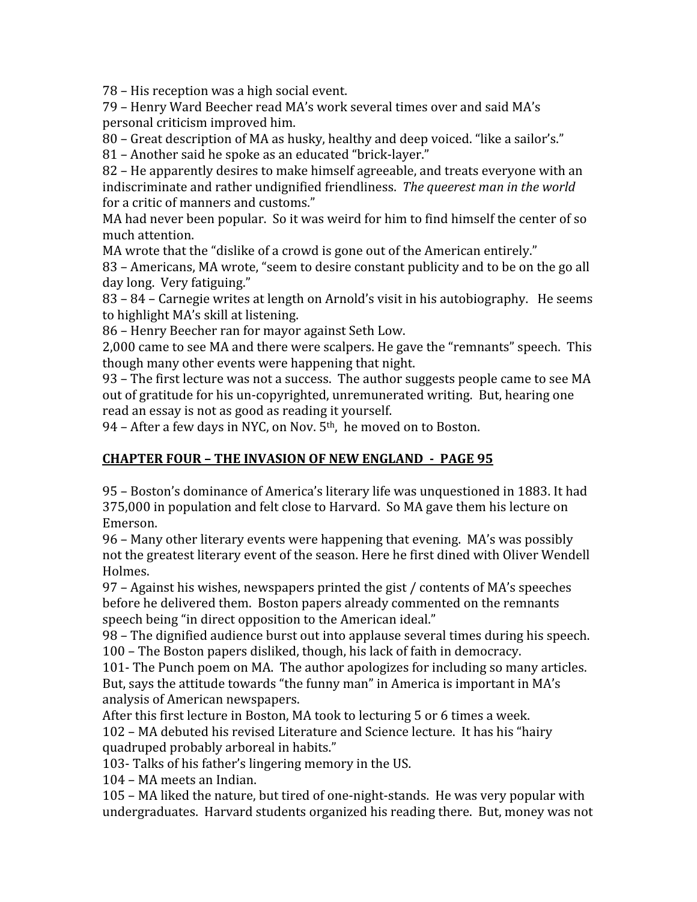78 – His reception was a high social event.
79 – Henry Ward Beecher read MA's work several times over and said MA's personal criticism improved him.
80 – Great description of MA as husky, healthy and deep voiced. "like a sailor's."
81 – Another said he spoke as an educated "brick-layer."
82 – He apparently desires to make himself agreeable, and treats everyone with an indiscriminate and rather undignified friendliness. *The queerest man in the world* for a critic of manners and customs."
MA had never been popular. So it was weird for him to find himself the center of so much attention.
MA wrote that the "dislike of a crowd is gone out of the American entirely."
83 – Americans, MA wrote, "seem to desire constant publicity and to be on the go all day long. Very fatiguing."
83 – 84 – Carnegie writes at length on Arnold's visit in his autobiography. He seems to highlight MA's skill at listening.
86 – Henry Beecher ran for mayor against Seth Low.
2,000 came to see MA and there were scalpers. He gave the "remnants" speech. This though many other events were happening that night.
93 – The first lecture was not a success. The author suggests people came to see MA out of gratitude for his un-copyrighted, unremunerated writing. But, hearing one read an essay is not as good as reading it yourself.
94 – After a few days in NYC, on Nov. 5th, he moved on to Boston.

## CHAPTER FOUR – THE INVASION OF NEW ENGLAND - PAGE 95

95 – Boston's dominance of America's literary life was unquestioned in 1883. It had 375,000 in population and felt close to Harvard. So MA gave them his lecture on Emerson.
96 – Many other literary events were happening that evening. MA's was possibly not the greatest literary event of the season. Here he first dined with Oliver Wendell Holmes.
97 – Against his wishes, newspapers printed the gist / contents of MA's speeches before he delivered them. Boston papers already commented on the remnants speech being "in direct opposition to the American ideal."
98 – The dignified audience burst out into applause several times during his speech.
100 – The Boston papers disliked, though, his lack of faith in democracy.
101- The Punch poem on MA. The author apologizes for including so many articles. But, says the attitude towards "the funny man" in America is important in MA's analysis of American newspapers.
After this first lecture in Boston, MA took to lecturing 5 or 6 times a week.
102 – MA debuted his revised Literature and Science lecture. It has his "hairy quadruped probably arboreal in habits."
103- Talks of his father's lingering memory in the US.
104 – MA meets an Indian.
105 – MA liked the nature, but tired of one-night-stands. He was very popular with undergraduates. Harvard students organized his reading there. But, money was not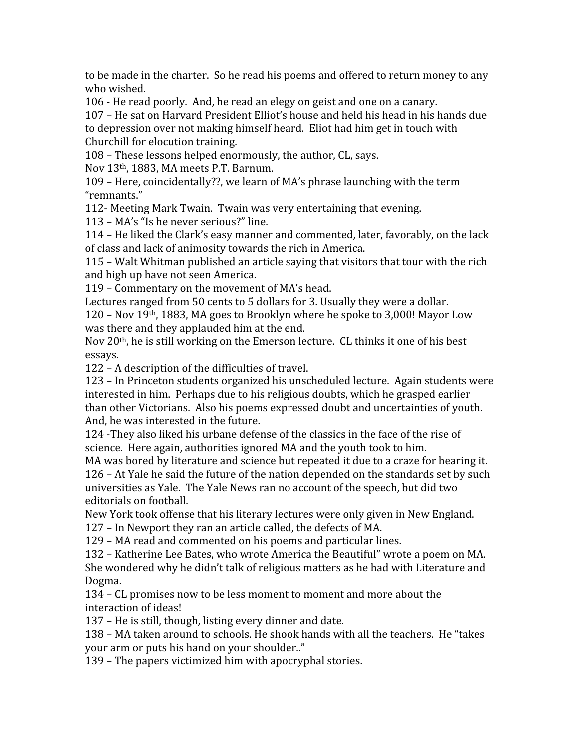to be made in the charter. So he read his poems and offered to return money to any who wished.

106 - He read poorly. And, he read an elegy on geist and one on a canary.

107 – He sat on Harvard President Elliot's house and held his head in his hands due to depression over not making himself heard. Eliot had him get in touch with Churchill for elocution training.

108 – These lessons helped enormously, the author, CL, says.

Nov 13th, 1883, MA meets P.T. Barnum.

109 – Here, coincidentally??, we learn of MA's phrase launching with the term "remnants."

112- Meeting Mark Twain. Twain was very entertaining that evening.

113 – MA's "Is he never serious?" line.

114 – He liked the Clark's easy manner and commented, later, favorably, on the lack of class and lack of animosity towards the rich in America.

115 – Walt Whitman published an article saying that visitors that tour with the rich and high up have not seen America.

119 – Commentary on the movement of MA's head.

Lectures ranged from 50 cents to 5 dollars for 3. Usually they were a dollar.

120 – Nov 19th, 1883, MA goes to Brooklyn where he spoke to 3,000! Mayor Low was there and they applauded him at the end.

Nov 20th, he is still working on the Emerson lecture. CL thinks it one of his best essays.

122 – A description of the difficulties of travel.

123 – In Princeton students organized his unscheduled lecture. Again students were interested in him. Perhaps due to his religious doubts, which he grasped earlier than other Victorians. Also his poems expressed doubt and uncertainties of youth. And, he was interested in the future.

124 -They also liked his urbane defense of the classics in the face of the rise of science. Here again, authorities ignored MA and the youth took to him.

MA was bored by literature and science but repeated it due to a craze for hearing it.

126 – At Yale he said the future of the nation depended on the standards set by such universities as Yale. The Yale News ran no account of the speech, but did two editorials on football.

New York took offense that his literary lectures were only given in New England.

127 – In Newport they ran an article called, the defects of MA.

129 – MA read and commented on his poems and particular lines.

132 – Katherine Lee Bates, who wrote America the Beautiful" wrote a poem on MA. She wondered why he didn't talk of religious matters as he had with Literature and Dogma.

134 – CL promises now to be less moment to moment and more about the interaction of ideas!

137 – He is still, though, listing every dinner and date.

138 – MA taken around to schools. He shook hands with all the teachers. He "takes your arm or puts his hand on your shoulder.."

139 – The papers victimized him with apocryphal stories.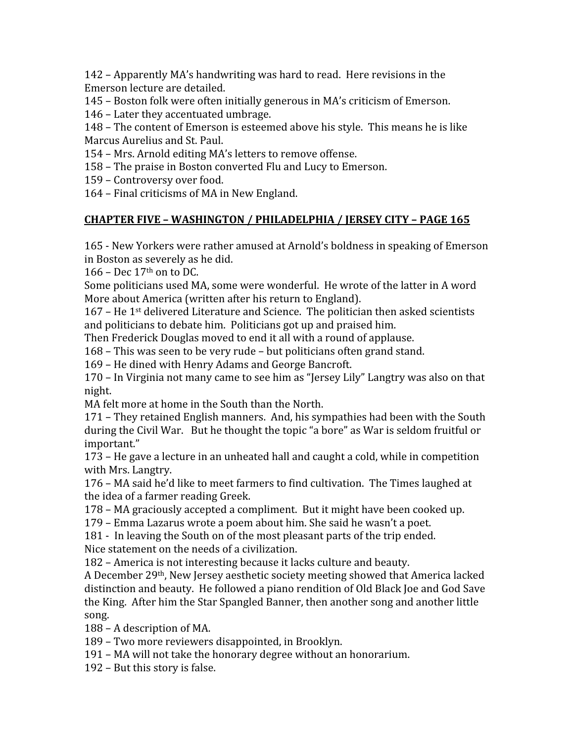142 – Apparently MA's handwriting was hard to read. Here revisions in the Emerson lecture are detailed.

145 – Boston folk were often initially generous in MA's criticism of Emerson.

146 – Later they accentuated umbrage.

148 – The content of Emerson is esteemed above his style. This means he is like Marcus Aurelius and St. Paul.

154 – Mrs. Arnold editing MA's letters to remove offense.

158 – The praise in Boston converted Flu and Lucy to Emerson.

159 – Controversy over food.

164 – Final criticisms of MA in New England.

## CHAPTER FIVE – WASHINGTON / PHILADELPHIA / JERSEY CITY – PAGE 165

165 - New Yorkers were rather amused at Arnold's boldness in speaking of Emerson in Boston as severely as he did.

166 – Dec 17th on to DC.

Some politicians used MA, some were wonderful. He wrote of the latter in A word More about America (written after his return to England).

167 – He 1st delivered Literature and Science. The politician then asked scientists and politicians to debate him. Politicians got up and praised him.

Then Frederick Douglas moved to end it all with a round of applause.

168 – This was seen to be very rude – but politicians often grand stand.

169 – He dined with Henry Adams and George Bancroft.

170 – In Virginia not many came to see him as "Jersey Lily" Langtry was also on that night.

MA felt more at home in the South than the North.

171 – They retained English manners. And, his sympathies had been with the South during the Civil War. But he thought the topic "a bore" as War is seldom fruitful or important."

173 – He gave a lecture in an unheated hall and caught a cold, while in competition with Mrs. Langtry.

176 – MA said he'd like to meet farmers to find cultivation. The Times laughed at the idea of a farmer reading Greek.

178 – MA graciously accepted a compliment. But it might have been cooked up.

179 – Emma Lazarus wrote a poem about him. She said he wasn't a poet.

181 - In leaving the South on of the most pleasant parts of the trip ended.

Nice statement on the needs of a civilization.

182 – America is not interesting because it lacks culture and beauty.

A December 29th, New Jersey aesthetic society meeting showed that America lacked distinction and beauty. He followed a piano rendition of Old Black Joe and God Save the King. After him the Star Spangled Banner, then another song and another little song.

188 – A description of MA.

189 – Two more reviewers disappointed, in Brooklyn.

191 – MA will not take the honorary degree without an honorarium.

192 – But this story is false.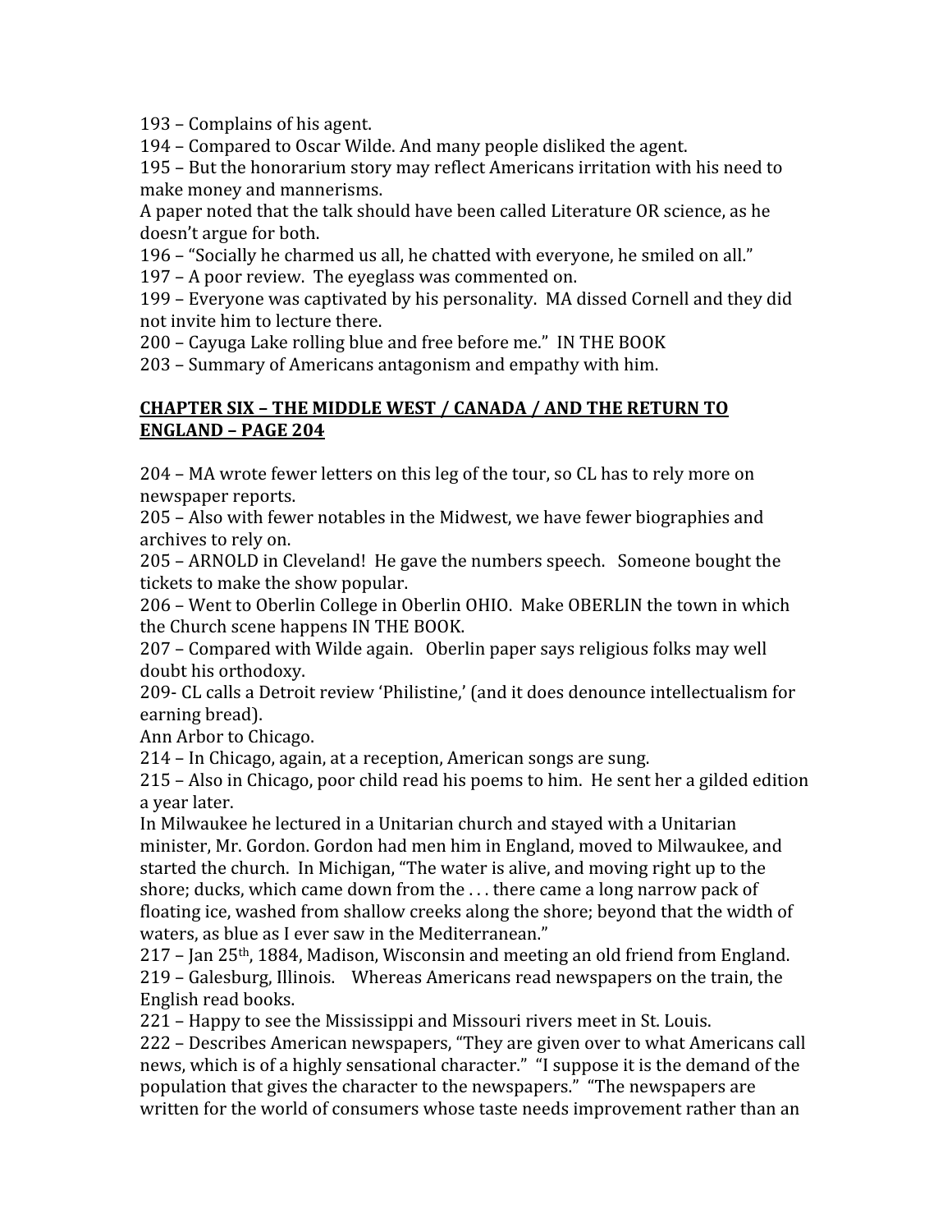193 – Complains of his agent.
194 – Compared to Oscar Wilde. And many people disliked the agent.
195 – But the honorarium story may reflect Americans irritation with his need to make money and mannerisms.
A paper noted that the talk should have been called Literature OR science, as he doesn't argue for both.
196 – "Socially he charmed us all, he chatted with everyone, he smiled on all."
197 – A poor review. The eyeglass was commented on.
199 – Everyone was captivated by his personality. MA dissed Cornell and they did not invite him to lecture there.
200 – Cayuga Lake rolling blue and free before me." IN THE BOOK
203 – Summary of Americans antagonism and empathy with him.

**CHAPTER SIX – THE MIDDLE WEST / CANADA / AND THE RETURN TO ENGLAND – PAGE 204**

204 – MA wrote fewer letters on this leg of the tour, so CL has to rely more on newspaper reports.
205 – Also with fewer notables in the Midwest, we have fewer biographies and archives to rely on.
205 – ARNOLD in Cleveland! He gave the numbers speech. Someone bought the tickets to make the show popular.
206 – Went to Oberlin College in Oberlin OHIO. Make OBERLIN the town in which the Church scene happens IN THE BOOK.
207 – Compared with Wilde again. Oberlin paper says religious folks may well doubt his orthodoxy.
209- CL calls a Detroit review 'Philistine,' (and it does denounce intellectualism for earning bread).
Ann Arbor to Chicago.
214 – In Chicago, again, at a reception, American songs are sung.
215 – Also in Chicago, poor child read his poems to him. He sent her a gilded edition a year later.
In Milwaukee he lectured in a Unitarian church and stayed with a Unitarian minister, Mr. Gordon. Gordon had men him in England, moved to Milwaukee, and started the church. In Michigan, "The water is alive, and moving right up to the shore; ducks, which came down from the . . . there came a long narrow pack of floating ice, washed from shallow creeks along the shore; beyond that the width of waters, as blue as I ever saw in the Mediterranean."
217 – Jan 25th, 1884, Madison, Wisconsin and meeting an old friend from England.
219 – Galesburg, Illinois. Whereas Americans read newspapers on the train, the English read books.
221 – Happy to see the Mississippi and Missouri rivers meet in St. Louis.
222 – Describes American newspapers, "They are given over to what Americans call news, which is of a highly sensational character." "I suppose it is the demand of the population that gives the character to the newspapers." "The newspapers are written for the world of consumers whose taste needs improvement rather than an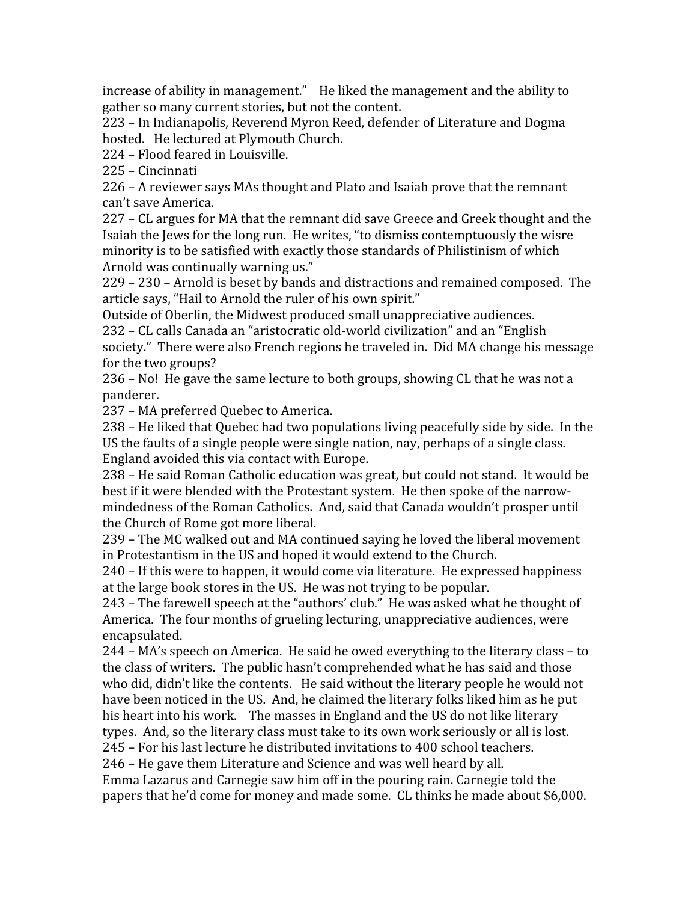increase of ability in management." He liked the management and the ability to gather so many current stories, but not the content.

223 – In Indianapolis, Reverend Myron Reed, defender of Literature and Dogma hosted. He lectured at Plymouth Church.

224 – Flood feared in Louisville.

225 – Cincinnati

226 – A reviewer says MAs thought and Plato and Isaiah prove that the remnant can't save America.

227 – CL argues for MA that the remnant did save Greece and Greek thought and the Isaiah the Jews for the long run. He writes, "to dismiss contemptuously the wisre minority is to be satisfied with exactly those standards of Philistinism of which Arnold was continually warning us."

229 – 230 – Arnold is beset by bands and distractions and remained composed. The article says, "Hail to Arnold the ruler of his own spirit."

Outside of Oberlin, the Midwest produced small unappreciative audiences.

232 – CL calls Canada an "aristocratic old-world civilization" and an "English society." There were also French regions he traveled in. Did MA change his message for the two groups?

236 – No! He gave the same lecture to both groups, showing CL that he was not a panderer.

237 – MA preferred Quebec to America.

238 – He liked that Quebec had two populations living peacefully side by side. In the US the faults of a single people were single nation, nay, perhaps of a single class. England avoided this via contact with Europe.

238 – He said Roman Catholic education was great, but could not stand. It would be best if it were blended with the Protestant system. He then spoke of the narrow-mindedness of the Roman Catholics. And, said that Canada wouldn't prosper until the Church of Rome got more liberal.

239 – The MC walked out and MA continued saying he loved the liberal movement in Protestantism in the US and hoped it would extend to the Church.

240 – If this were to happen, it would come via literature. He expressed happiness at the large book stores in the US. He was not trying to be popular.

243 – The farewell speech at the "authors' club." He was asked what he thought of America. The four months of grueling lecturing, unappreciative audiences, were encapsulated.

244 – MA's speech on America. He said he owed everything to the literary class – to the class of writers. The public hasn't comprehended what he has said and those who did, didn't like the contents. He said without the literary people he would not have been noticed in the US. And, he claimed the literary folks liked him as he put his heart into his work. The masses in England and the US do not like literary types. And, so the literary class must take to its own work seriously or all is lost.

245 – For his last lecture he distributed invitations to 400 school teachers.

246 – He gave them Literature and Science and was well heard by all.

Emma Lazarus and Carnegie saw him off in the pouring rain. Carnegie told the papers that he'd come for money and made some. CL thinks he made about $6,000.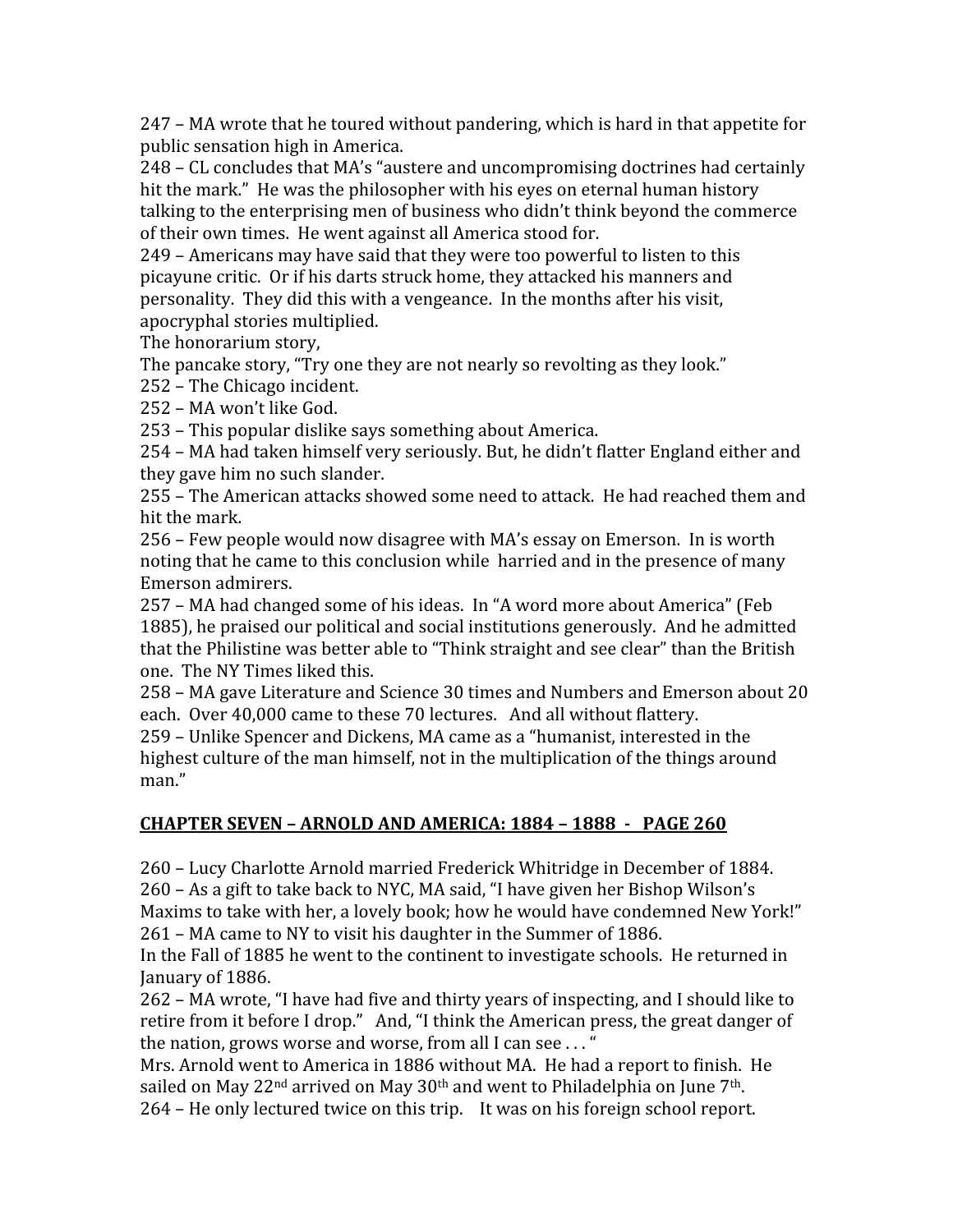247 – MA wrote that he toured without pandering, which is hard in that appetite for public sensation high in America.

248 – CL concludes that MA's "austere and uncompromising doctrines had certainly hit the mark." He was the philosopher with his eyes on eternal human history talking to the enterprising men of business who didn't think beyond the commerce of their own times. He went against all America stood for.

249 – Americans may have said that they were too powerful to listen to this picayune critic. Or if his darts struck home, they attacked his manners and personality. They did this with a vengeance. In the months after his visit, apocryphal stories multiplied.

The honorarium story,

The pancake story, "Try one they are not nearly so revolting as they look."

252 – The Chicago incident.

252 – MA won't like God.

253 – This popular dislike says something about America.

254 – MA had taken himself very seriously. But, he didn't flatter England either and they gave him no such slander.

255 – The American attacks showed some need to attack. He had reached them and hit the mark.

256 – Few people would now disagree with MA's essay on Emerson. In is worth noting that he came to this conclusion while harried and in the presence of many Emerson admirers.

257 – MA had changed some of his ideas. In "A word more about America" (Feb 1885), he praised our political and social institutions generously. And he admitted that the Philistine was better able to "Think straight and see clear" than the British one. The NY Times liked this.

258 – MA gave Literature and Science 30 times and Numbers and Emerson about 20 each. Over 40,000 came to these 70 lectures. And all without flattery.

259 – Unlike Spencer and Dickens, MA came as a "humanist, interested in the highest culture of the man himself, not in the multiplication of the things around man."

## CHAPTER SEVEN – ARNOLD AND AMERICA: 1884 – 1888 - PAGE 260

260 – Lucy Charlotte Arnold married Frederick Whitridge in December of 1884.

260 – As a gift to take back to NYC, MA said, "I have given her Bishop Wilson's Maxims to take with her, a lovely book; how he would have condemned New York!"

261 – MA came to NY to visit his daughter in the Summer of 1886.

In the Fall of 1885 he went to the continent to investigate schools. He returned in January of 1886.

262 – MA wrote, "I have had five and thirty years of inspecting, and I should like to retire from it before I drop." And, "I think the American press, the great danger of the nation, grows worse and worse, from all I can see . . . "

Mrs. Arnold went to America in 1886 without MA. He had a report to finish. He sailed on May 22nd arrived on May 30th and went to Philadelphia on June 7th.

264 – He only lectured twice on this trip. It was on his foreign school report.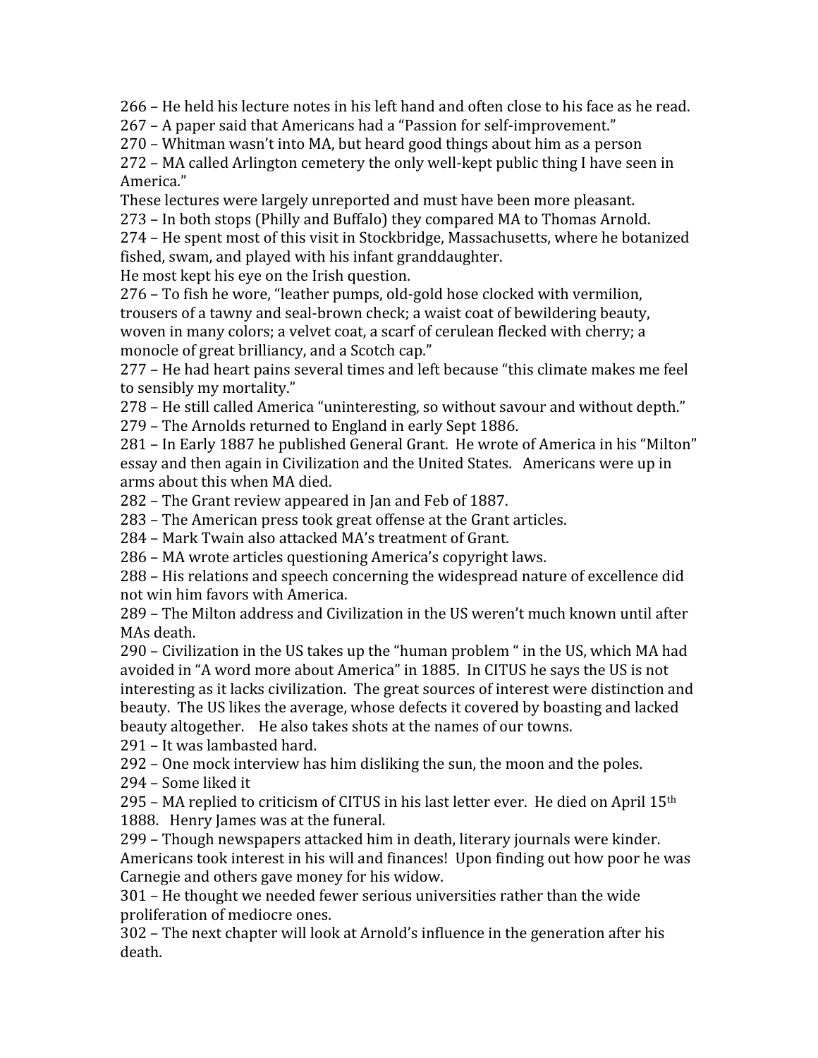266 – He held his lecture notes in his left hand and often close to his face as he read.
267 – A paper said that Americans had a "Passion for self-improvement."
270 – Whitman wasn't into MA, but heard good things about him as a person
272 – MA called Arlington cemetery the only well-kept public thing I have seen in America."
These lectures were largely unreported and must have been more pleasant.
273 – In both stops (Philly and Buffalo) they compared MA to Thomas Arnold.
274 – He spent most of this visit in Stockbridge, Massachusetts, where he botanized fished, swam, and played with his infant granddaughter.
He most kept his eye on the Irish question.
276 – To fish he wore, "leather pumps, old-gold hose clocked with vermilion, trousers of a tawny and seal-brown check; a waist coat of bewildering beauty, woven in many colors; a velvet coat, a scarf of cerulean flecked with cherry; a monocle of great brilliancy, and a Scotch cap."
277 – He had heart pains several times and left because "this climate makes me feel to sensibly my mortality."
278 – He still called America "uninteresting, so without savour and without depth."
279 – The Arnolds returned to England in early Sept 1886.
281 – In Early 1887 he published General Grant. He wrote of America in his "Milton" essay and then again in Civilization and the United States. Americans were up in arms about this when MA died.
282 – The Grant review appeared in Jan and Feb of 1887.
283 – The American press took great offense at the Grant articles.
284 – Mark Twain also attacked MA's treatment of Grant.
286 – MA wrote articles questioning America's copyright laws.
288 – His relations and speech concerning the widespread nature of excellence did not win him favors with America.
289 – The Milton address and Civilization in the US weren't much known until after MAs death.
290 – Civilization in the US takes up the "human problem " in the US, which MA had avoided in "A word more about America" in 1885. In CITUS he says the US is not interesting as it lacks civilization. The great sources of interest were distinction and beauty. The US likes the average, whose defects it covered by boasting and lacked beauty altogether. He also takes shots at the names of our towns.
291 – It was lambasted hard.
292 – One mock interview has him disliking the sun, the moon and the poles.
294 – Some liked it
295 – MA replied to criticism of CITUS in his last letter ever. He died on April 15th 1888. Henry James was at the funeral.
299 – Though newspapers attacked him in death, literary journals were kinder. Americans took interest in his will and finances! Upon finding out how poor he was Carnegie and others gave money for his widow.
301 – He thought we needed fewer serious universities rather than the wide proliferation of mediocre ones.
302 – The next chapter will look at Arnold's influence in the generation after his death.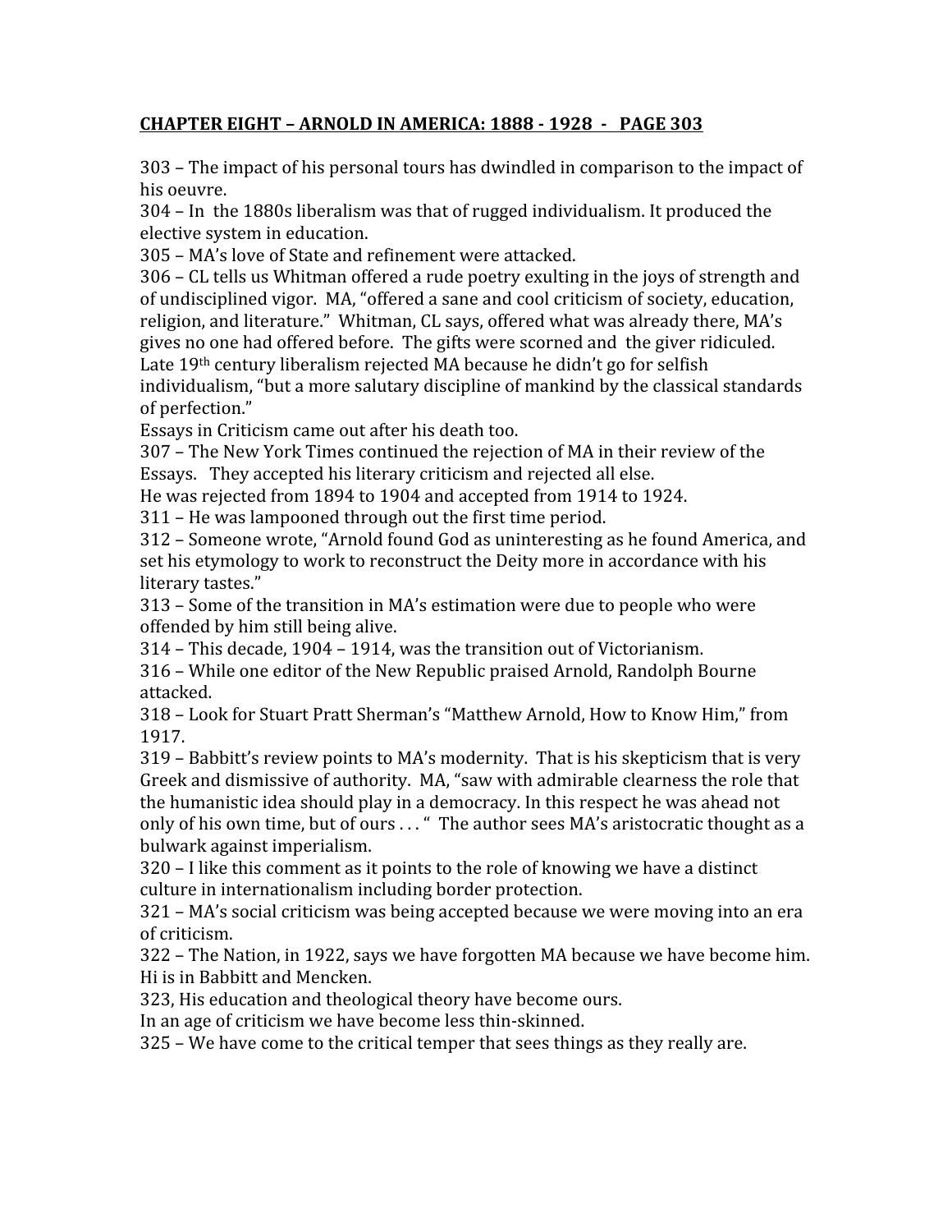**CHAPTER EIGHT – ARNOLD IN AMERICA: 1888 - 1928 - PAGE 303**

303 – The impact of his personal tours has dwindled in comparison to the impact of his oeuvre.
304 – In the 1880s liberalism was that of rugged individualism. It produced the elective system in education.
305 – MA's love of State and refinement were attacked.
306 – CL tells us Whitman offered a rude poetry exulting in the joys of strength and of undisciplined vigor. MA, "offered a sane and cool criticism of society, education, religion, and literature." Whitman, CL says, offered what was already there, MA's gives no one had offered before. The gifts were scorned and the giver ridiculed. Late 19th century liberalism rejected MA because he didn't go for selfish individualism, "but a more salutary discipline of mankind by the classical standards of perfection."
Essays in Criticism came out after his death too.
307 – The New York Times continued the rejection of MA in their review of the Essays. They accepted his literary criticism and rejected all else.
He was rejected from 1894 to 1904 and accepted from 1914 to 1924.
311 – He was lampooned through out the first time period.
312 – Someone wrote, "Arnold found God as uninteresting as he found America, and set his etymology to work to reconstruct the Deity more in accordance with his literary tastes."
313 – Some of the transition in MA's estimation were due to people who were offended by him still being alive.
314 – This decade, 1904 – 1914, was the transition out of Victorianism.
316 – While one editor of the New Republic praised Arnold, Randolph Bourne attacked.
318 – Look for Stuart Pratt Sherman's "Matthew Arnold, How to Know Him," from 1917.
319 – Babbitt's review points to MA's modernity. That is his skepticism that is very Greek and dismissive of authority. MA, "saw with admirable clearness the role that the humanistic idea should play in a democracy. In this respect he was ahead not only of his own time, but of ours . . . " The author sees MA's aristocratic thought as a bulwark against imperialism.
320 – I like this comment as it points to the role of knowing we have a distinct culture in internationalism including border protection.
321 – MA's social criticism was being accepted because we were moving into an era of criticism.
322 – The Nation, in 1922, says we have forgotten MA because we have become him. Hi is in Babbitt and Mencken.
323, His education and theological theory have become ours.
In an age of criticism we have become less thin-skinned.
325 – We have come to the critical temper that sees things as they really are.